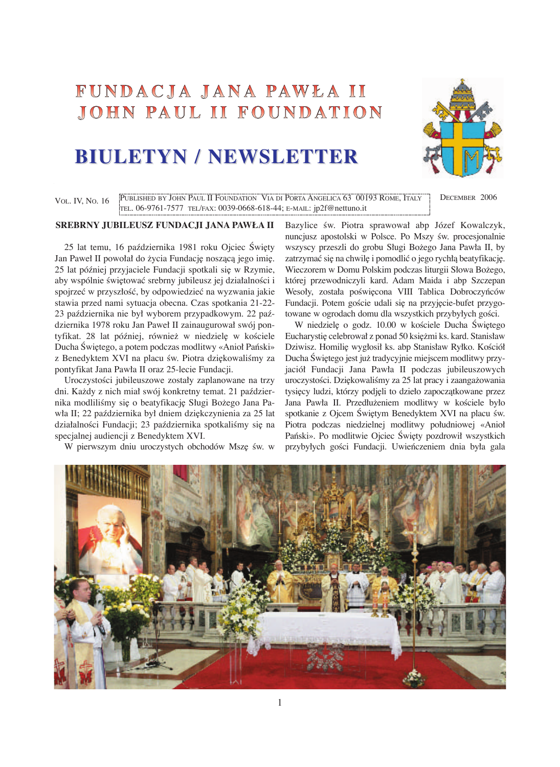# FUNDACJA JANA PAWŁA II
# JOHN PAUL II FOUNDATION

# BIULETYN / NEWSLETTER

VOL. IV, NO. 16 — PUBLISHED BY JOHN PAUL II FOUNDATION VIA DI PORTA ANGELICA 63 00193 ROME, ITALY TEL. 06-9761-7577 TEL/FAX: 0039-0668-618-44; E-MAIL: jp2f@nettuno.it — DECEMBER 2006

## SREBRNY JUBILEUSZ FUNDACJI JANA PAWŁA II

25 lat temu, 16 października 1981 roku Ojciec Święty Jan Paweł II powołał do życia Fundację noszącą jego imię. 25 lat później przyjaciele Fundacji spotkali się w Rzymie, aby wspólnie świętować srebrny jubileusz jej działalności i spojrzeć w przyszłość, by odpowiedzieć na wyzwania jakie stawia przed nami sytuacja obecna. Czas spotkania 21-22-23 października nie był wyborem przypadkowym. 22 października 1978 roku Jan Paweł II zainaugurował swój pontyfikat. 28 lat później, również w niedzielę w kościele Ducha Świętego, a potem podczas modlitwy «Anioł Pański» z Benedyktem XVI na placu św. Piotra dziękowaliśmy za pontyfikat Jana Pawła II oraz 25-lecie Fundacji.

Uroczystości jubileuszowe zostały zaplanowane na trzy dni. Każdy z nich miał swój konkretny temat. 21 października modliliśmy się o beatyfikację Sługi Bożego Jana Pawła II; 22 października był dniem dziękczynienia za 25 lat działalności Fundacji; 23 października spotkaliśmy się na specjalnej audiencji z Benedyktem XVI.

W pierwszym dniu uroczystych obchodów Mszę św. w Bazylice św. Piotra sprawował abp Józef Kowalczyk, nuncjusz apostolski w Polsce. Po Mszy św. procesjonalnie wszyscy przeszli do grobu Sługi Bożego Jana Pawła II, by zatrzymać się na chwilę i pomodlić o jego rychłą beatyfikację. Wieczorem w Domu Polskim podczas liturgii Słowa Bożego, której przewodniczyli kard. Adam Maida i abp Szczepan Wesoły, została poświęcona VIII Tablica Dobroczyńców Fundacji. Potem goście udali się na przyjęcie-bufet przygotowane w ogrodach domu dla wszystkich przybyłych gości.

W niedzielę o godz. 10.00 w kościele Ducha Świętego Eucharystię celebrował z ponad 50 księżmi ks. kard. Stanisław Dziwisz. Homilię wygłosił ks. abp Stanisław Ryłko. Kościół Ducha Świętego jest już tradycyjnie miejscem modlitwy przyjaciół Fundacji Jana Pawła II podczas jubileuszowych uroczystości. Dziękowaliśmy za 25 lat pracy i zaangażowania tysięcy ludzi, którzy podjęli to dzieło zapoczątkowane przez Jana Pawła II. Przedłużeniem modlitwy w kościele było spotkanie z Ojcem Świętym Benedyktem XVI na placu św. Piotra podczas niedzielnej modlitwy południowej «Anioł Pański». Po modlitwie Ojciec Święty pozdrowił wszystkich przybyłych gości Fundacji. Uwieńczeniem dnia była gala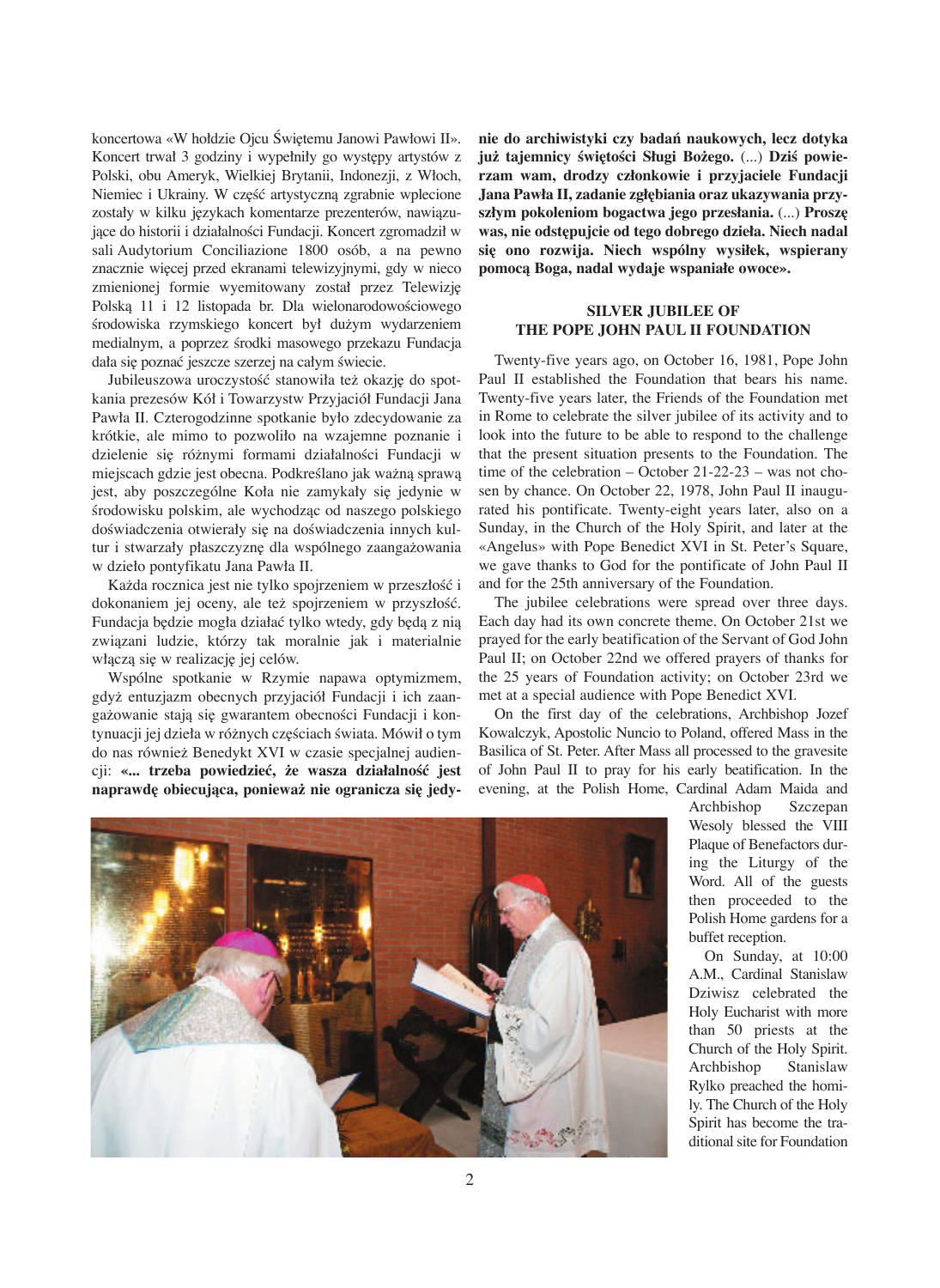koncertowa «W hołdzie Ojcu Świętemu Janowi Pawłowi II». Koncert trwał 3 godziny i wypełniły go występy artystów z Polski, obu Ameryk, Wielkiej Brytanii, Indonezji, z Włoch, Niemiec i Ukrainy. W część artystyczną zgrabnie wplecione zostały w kilku językach komentarze prezenterów, nawiązujące do historii i działalności Fundacji. Koncert zgromadził w sali Audytorium Conciliazione 1800 osób, a na pewno znacznie więcej przed ekranami telewizyjnymi, gdy w nieco zmienionej formie wyemitowany został przez Telewizję Polską 11 i 12 listopada br. Dla wielonarodowościowego środowiska rzymskiego koncert był dużym wydarzeniem medialnym, a poprzez środki masowego przekazu Fundacja dała się poznać jeszcze szerzej na całym świecie.

Jubileuszowa uroczystość stanowiła też okazję do spotkania prezesów Kół i Towarzystw Przyjaciół Fundacji Jana Pawła II. Czterogodzinne spotkanie było zdecydowanie za krótkie, ale mimo to pozwoliło na wzajemne poznanie i dzielenie się różnymi formami działalności Fundacji w miejscach gdzie jest obecna. Podkreślano jak ważną sprawą jest, aby poszczególne Koła nie zamykały się jedynie w środowisku polskim, ale wychodząc od naszego polskiego doświadczenia otwierały się na doświadczenia innych kultur i stwarzały płaszczyznę dla wspólnego zaangażowania w dzieło pontyfikatu Jana Pawła II.

Każda rocznica jest nie tylko spojrzeniem w przeszłość i dokonaniem jej oceny, ale też spojrzeniem w przyszłość. Fundacja będzie mogła działać tylko wtedy, gdy będą z nią związani ludzie, którzy tak moralnie jak i materialnie włączą się w realizację jej celów.

Wspólne spotkanie w Rzymie napawa optymizmem, gdyż entuzjazm obecnych przyjaciół Fundacji i ich zaangażowanie stają się gwarantem obecności Fundacji i kontynuacji jej dzieła w różnych częściach świata. Mówił o tym do nas również Benedykt XVI w czasie specjalnej audiencji: **«... trzeba powiedzieć, że wasza działalność jest naprawdę obiecująca, ponieważ nie ogranicza się jedynie do archiwistyki czy badań naukowych, lecz dotyka już tajemnicy świętości Sługi Bożego.** (...) **Dziś powierzam wam, drodzy członkowie i przyjaciele Fundacji Jana Pawła II, zadanie zgłębiania oraz ukazywania przyszłym pokoleniom bogactwa jego przesłania.** (...) **Proszę was, nie odstępujcie od tego dobrego dzieła. Niech nadal się ono rozwija. Niech wspólny wysiłek, wspierany pomocą Boga, nadal wydaje wspaniałe owoce».**

## SILVER JUBILEE OF THE POPE JOHN PAUL II FOUNDATION

Twenty-five years ago, on October 16, 1981, Pope John Paul II established the Foundation that bears his name. Twenty-five years later, the Friends of the Foundation met in Rome to celebrate the silver jubilee of its activity and to look into the future to be able to respond to the challenge that the present situation presents to the Foundation. The time of the celebration – October 21-22-23 – was not chosen by chance. On October 22, 1978, John Paul II inaugurated his pontificate. Twenty-eight years later, also on a Sunday, in the Church of the Holy Spirit, and later at the «Angelus» with Pope Benedict XVI in St. Peter's Square, we gave thanks to God for the pontificate of John Paul II and for the 25th anniversary of the Foundation.

The jubilee celebrations were spread over three days. Each day had its own concrete theme. On October 21st we prayed for the early beatification of the Servant of God John Paul II; on October 22nd we offered prayers of thanks for the 25 years of Foundation activity; on October 23rd we met at a special audience with Pope Benedict XVI.

On the first day of the celebrations, Archbishop Jozef Kowalczyk, Apostolic Nuncio to Poland, offered Mass in the Basilica of St. Peter. After Mass all processed to the gravesite of John Paul II to pray for his early beatification. In the evening, at the Polish Home, Cardinal Adam Maida and Archbishop Szczepan Wesoly blessed the VIII Plaque of Benefactors during the Liturgy of the Word. All of the guests then proceeded to the Polish Home gardens for a buffet reception.

On Sunday, at 10:00 A.M., Cardinal Stanislaw Dziwisz celebrated the Holy Eucharist with more than 50 priests at the Church of the Holy Spirit. Archbishop Stanislaw Rylko preached the homily. The Church of the Holy Spirit has become the traditional site for Foundation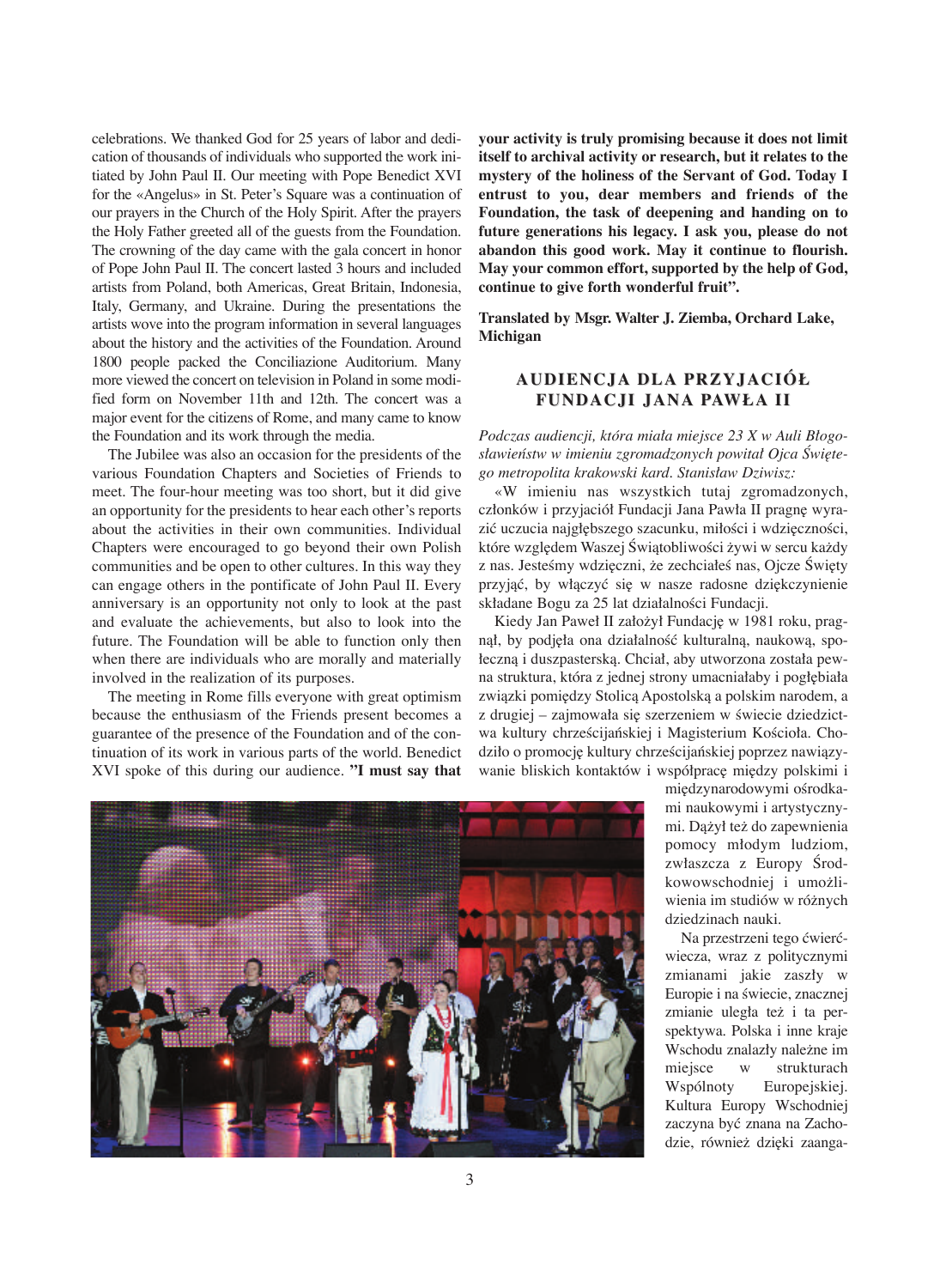celebrations. We thanked God for 25 years of labor and dedication of thousands of individuals who supported the work initiated by John Paul II. Our meeting with Pope Benedict XVI for the «Angelus» in St. Peter's Square was a continuation of our prayers in the Church of the Holy Spirit. After the prayers the Holy Father greeted all of the guests from the Foundation. The crowning of the day came with the gala concert in honor of Pope John Paul II. The concert lasted 3 hours and included artists from Poland, both Americas, Great Britain, Indonesia, Italy, Germany, and Ukraine. During the presentations the artists wove into the program information in several languages about the history and the activities of the Foundation. Around 1800 people packed the Conciliazione Auditorium. Many more viewed the concert on television in Poland in some modified form on November 11th and 12th. The concert was a major event for the citizens of Rome, and many came to know the Foundation and its work through the media.

The Jubilee was also an occasion for the presidents of the various Foundation Chapters and Societies of Friends to meet. The four-hour meeting was too short, but it did give an opportunity for the presidents to hear each other's reports about the activities in their own communities. Individual Chapters were encouraged to go beyond their own Polish communities and be open to other cultures. In this way they can engage others in the pontificate of John Paul II. Every anniversary is an opportunity not only to look at the past and evaluate the achievements, but also to look into the future. The Foundation will be able to function only then when there are individuals who are morally and materially involved in the realization of its purposes.

The meeting in Rome fills everyone with great optimism because the enthusiasm of the Friends present becomes a guarantee of the presence of the Foundation and of the continuation of its work in various parts of the world. Benedict XVI spoke of this during our audience. **"I must say that your activity is truly promising because it does not limit itself to archival activity or research, but it relates to the mystery of the holiness of the Servant of God. Today I entrust to you, dear members and friends of the Foundation, the task of deepening and handing on to future generations his legacy. I ask you, please do not abandon this good work. May it continue to flourish. May your common effort, supported by the help of God, continue to give forth wonderful fruit".**

**Translated by Msgr. Walter J. Ziemba, Orchard Lake, Michigan**

## AUDIENCJA DLA PRZYJACIÓŁ FUNDACJI JANA PAWŁA II

*Podczas audiencji, która miała miejsce 23 X w Auli Błogosławieństw w imieniu zgromadzonych powitał Ojca Świętego metropolita krakowski kard. Stanisław Dziwisz:*

«W imieniu nas wszystkich tutaj zgromadzonych, członków i przyjaciół Fundacji Jana Pawła II pragnę wyrazić uczucia najgłębszego szacunku, miłości i wdzięczności, które względem Waszej Świątobliwości żywi w sercu każdy z nas. Jesteśmy wdzięczni, że zechciałeś nas, Ojcze Święty przyjąć, by włączyć się w nasze radosne dziękczynienie składane Bogu za 25 lat działalności Fundacji.

Kiedy Jan Paweł II założył Fundację w 1981 roku, pragnął, by podjęła ona działalność kulturalną, naukową, społeczną i duszpasterską. Chciał, aby utworzona została pewna struktura, która z jednej strony umacniałaby i pogłębiała związki pomiędzy Stolicą Apostolską a polskim narodem, a z drugiej – zajmowała się szerzeniem w świecie dziedzictwa kultury chrześcijańskiej i Magisterium Kościoła. Chodziło o promocję kultury chrześcijańskiej poprzez nawiązywanie bliskich kontaktów i współpracę między polskimi i międzynarodowymi ośrodkami naukowymi i artystycznymi. Dążył też do zapewnienia pomocy młodym ludziom, zwłaszcza z Europy Środkowowschodniej i umożliwienia im studiów w różnych dziedzinach nauki.

Na przestrzeni tego ćwierćwiecza, wraz z politycznymi zmianami jakie zaszły w Europie i na świecie, znacznej zmianie uległa też i ta perspektywa. Polska i inne kraje Wschodu znalazły należne im miejsce w strukturach Wspólnoty Europejskiej. Kultura Europy Wschodniej zaczyna być znana na Zachodzie, również dzięki zaanga-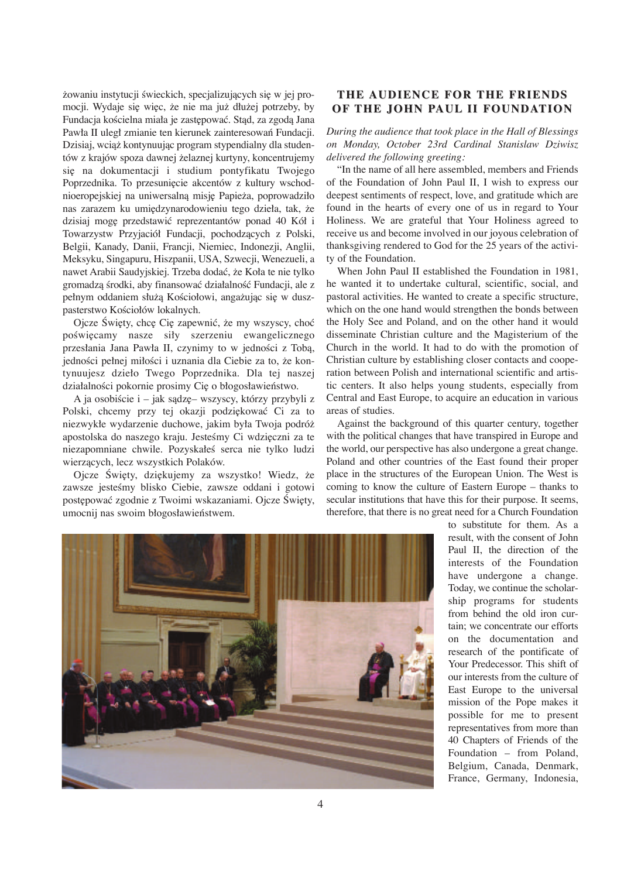żowaniu instytucji świeckich, specjalizujących się w jej promocji. Wydaje się więc, że nie ma już dłużej potrzeby, by Fundacja kościelna miała je zastępować. Stąd, za zgodą Jana Pawła II uległ zmianie ten kierunek zainteresowań Fundacji. Dzisiaj, wciąż kontynuując program stypendialny dla studentów z krajów spoza dawnej żelaznej kurtyny, koncentrujemy się na dokumentacji i studium pontyfikatu Twojego Poprzednika. To przesunięcie akcentów z kultury wschodnioeropejskiej na uniwersalną misję Papieża, poprowadziło nas zarazem ku umiędzynarodowieniu tego dzieła, tak, że dzisiaj mogę przedstawić reprezentantów ponad 40 Kół i Towarzystw Przyjaciół Fundacji, pochodzących z Polski, Belgii, Kanady, Danii, Francji, Niemiec, Indonezji, Anglii, Meksyku, Singapuru, Hiszpanii, USA, Szwecji, Wenezueli, a nawet Arabii Saudyjskiej. Trzeba dodać, że Koła te nie tylko gromadzą środki, aby finansować działalność Fundacji, ale z pełnym oddaniem służą Kościołowi, angażując się w duszpasterstwo Kościołów lokalnych.

Ojcze Święty, chcę Cię zapewnić, że my wszyscy, choć poświęcamy nasze siły szerzeniu ewangelicznego przesłania Jana Pawła II, czynimy to w jedności z Tobą, jedności pełnej miłości i uznania dla Ciebie za to, że kontynuujesz dzieło Twego Poprzednika. Dla tej naszej działalności pokornie prosimy Cię o błogosławieństwo.

A ja osobiście i – jak sądzę– wszyscy, którzy przybyli z Polski, chcemy przy tej okazji podziękować Ci za to niezwykłe wydarzenie duchowe, jakim była Twoja podróż apostolska do naszego kraju. Jesteśmy Ci wdzięczni za te niezapomniane chwile. Pozyskałeś serca nie tylko ludzi wierzących, lecz wszystkich Polaków.

Ojcze Święty, dziękujemy za wszystko! Wiedz, że zawsze jesteśmy blisko Ciebie, zawsze oddani i gotowi postępować zgodnie z Twoimi wskazaniami. Ojcze Święty, umocnij nas swoim błogosławieństwem.

## THE AUDIENCE FOR THE FRIENDS OF THE JOHN PAUL II FOUNDATION

*During the audience that took place in the Hall of Blessings on Monday, October 23rd Cardinal Stanislaw Dziwisz delivered the following greeting:*

"In the name of all here assembled, members and Friends of the Foundation of John Paul II, I wish to express our deepest sentiments of respect, love, and gratitude which are found in the hearts of every one of us in regard to Your Holiness. We are grateful that Your Holiness agreed to receive us and become involved in our joyous celebration of thanksgiving rendered to God for the 25 years of the activity of the Foundation.

When John Paul II established the Foundation in 1981, he wanted it to undertake cultural, scientific, social, and pastoral activities. He wanted to create a specific structure, which on the one hand would strengthen the bonds between the Holy See and Poland, and on the other hand it would disseminate Christian culture and the Magisterium of the Church in the world. It had to do with the promotion of Christian culture by establishing closer contacts and cooperation between Polish and international scientific and artistic centers. It also helps young students, especially from Central and East Europe, to acquire an education in various areas of studies.

Against the background of this quarter century, together with the political changes that have transpired in Europe and the world, our perspective has also undergone a great change. Poland and other countries of the East found their proper place in the structures of the European Union. The West is coming to know the culture of Eastern Europe – thanks to secular institutions that have this for their purpose. It seems, therefore, that there is no great need for a Church Foundation to substitute for them. As a result, with the consent of John Paul II, the direction of the interests of the Foundation have undergone a change. Today, we continue the scholarship programs for students from behind the old iron curtain; we concentrate our efforts on the documentation and research of the pontificate of Your Predecessor. This shift of our interests from the culture of East Europe to the universal mission of the Pope makes it possible for me to present representatives from more than 40 Chapters of Friends of the Foundation – from Poland, Belgium, Canada, Denmark, France, Germany, Indonesia,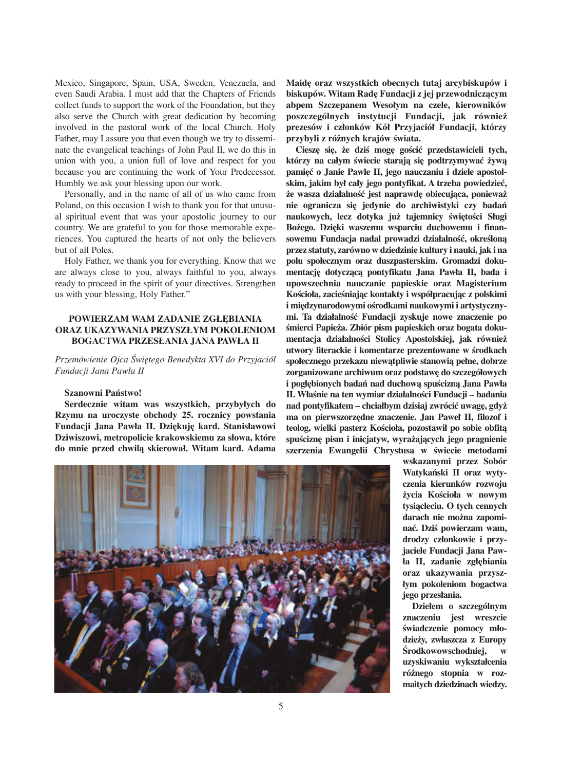Mexico, Singapore, Spain, USA, Sweden, Venezuela, and even Saudi Arabia. I must add that the Chapters of Friends collect funds to support the work of the Foundation, but they also serve the Church with great dedication by becoming involved in the pastoral work of the local Church. Holy Father, may I assure you that even though we try to disseminate the evangelical teachings of John Paul II, we do this in union with you, a union full of love and respect for you because you are continuing the work of Your Predecessor. Humbly we ask your blessing upon our work.

Personally, and in the name of all of us who came from Poland, on this occasion I wish to thank you for that unusual spiritual event that was your apostolic journey to our country. We are grateful to you for those memorable experiences. You captured the hearts of not only the believers but of all Poles.

Holy Father, we thank you for everything. Know that we are always close to you, always faithful to you, always ready to proceed in the spirit of your directives. Strengthen us with your blessing, Holy Father."

## POWIERZAM WAM ZADANIE ZGŁĘBIANIA ORAZ UKAZYWANIA PRZYSZŁYM POKOLENIOM BOGACTWA PRZESŁANIA JANA PAWŁA II

*Przemówienie Ojca Świętego Benedykta XVI do Przyjaciół Fundacji Jana Pawła II*

**Szanowni Państwo!**

**Serdecznie witam was wszystkich, przybyłych do Rzymu na uroczyste obchody 25. rocznicy powstania Fundacji Jana Pawła II. Dziękuję kard. Stanisławowi Dziwiszowi, metropolicie krakowskiemu za słowa, które do mnie przed chwilą skierował. Witam kard. Adama Maidę oraz wszystkich obecnych tutaj arcybiskupów i biskupów. Witam Radę Fundacji z jej przewodniczącym abpem Szczepanem Wesołym na czele, kierowników poszczególnych instytucji Fundacji, jak również prezesów i członków Kół Przyjaciół Fundacji, którzy przybyli z różnych krajów świata.**

**Cieszę się, że dziś mogę gościć przedstawicieli tych, którzy na całym świecie starają się podtrzymywać żywą pamięć o Janie Pawle II, jego nauczaniu i dziele apostolskim, jakim był cały jego pontyfikat. A trzeba powiedzieć, że wasza działalność jest naprawdę obiecująca, ponieważ nie ogranicza się jedynie do archiwistyki czy badań naukowych, lecz dotyka już tajemnicy świętości Sługi Bożego. Dzięki waszemu wsparciu duchowemu i finansowemu Fundacja nadal prowadzi działalność, określoną przez statuty, zarówno w dziedzinie kultury i nauki, jak i na polu społecznym oraz duszpasterskim. Gromadzi dokumentację dotyczącą pontyfikatu Jana Pawła II, bada i upowszechnia nauczanie papieskie oraz Magisterium Kościoła, zacieśniając kontakty i współpracując z polskimi i międzynarodowymi ośrodkami naukowymi i artystycznymi. Ta działalność Fundacji zyskuje nowe znaczenie po śmierci Papieża. Zbiór pism papieskich oraz bogata dokumentacja działalności Stolicy Apostolskiej, jak również utwory literackie i komentarze prezentowane w środkach społecznego przekazu niewątpliwie stanowią pełne, dobrze zorganizowane archiwum oraz podstawę do szczegółowych i pogłębionych badań nad duchową spuścizną Jana Pawła II. Właśnie na ten wymiar działalności Fundacji – badania nad pontyfikatem – chciałbym dzisiaj zwrócić uwagę, gdyż ma on pierwszorzędne znaczenie. Jan Paweł II, filozof i teolog, wielki pasterz Kościoła, pozostawił po sobie obfitą spuściznę pism i inicjatyw, wyrażających jego pragnienie szerzenia Ewangelii Chrystusa w świecie metodami wskazanymi przez Sobór Watykański II oraz wytyczenia kierunków rozwoju życia Kościoła w nowym tysiącleciu. O tych cennych darach nie można zapominać. Dziś powierzam wam, drodzy członkowie i przyjaciele Fundacji Jana Pawła II, zadanie zgłębiania oraz ukazywania przyszłym pokoleniom bogactwa jego przesłania.**

**Dziełem o szczególnym znaczeniu jest wreszcie świadczenie pomocy młodzieży, zwłaszcza z Europy Środkowowschodniej, w uzyskiwaniu wykształcenia różnego stopnia w rozmaitych dziedzinach wiedzy.**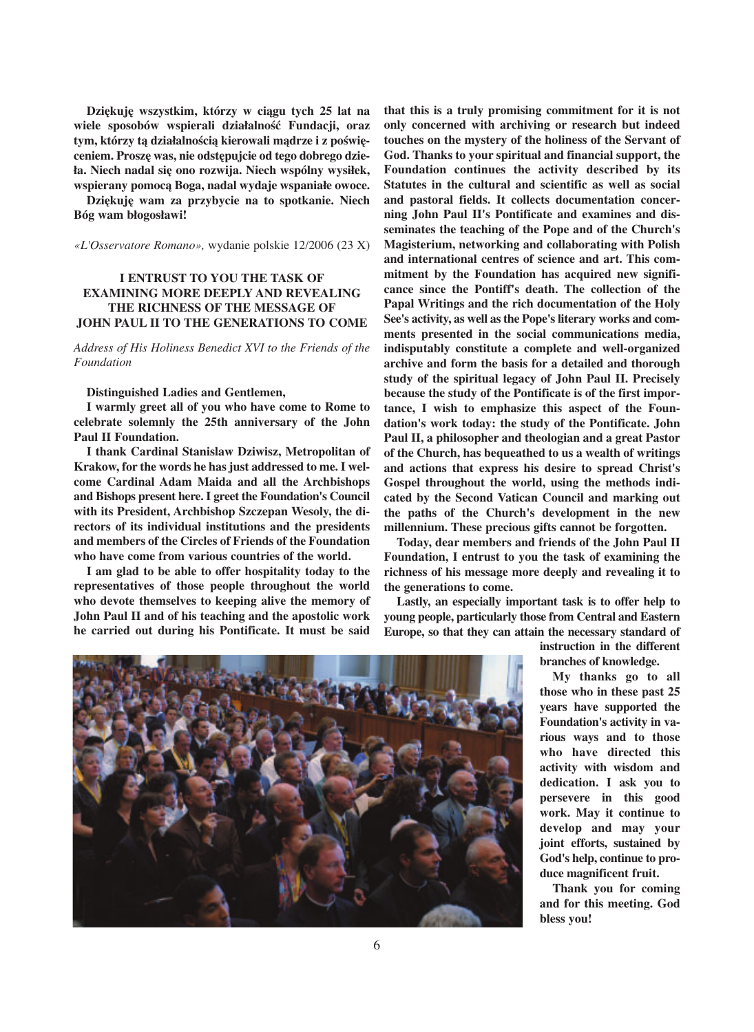**Dziękuję wszystkim, którzy w ciągu tych 25 lat na wiele sposobów wspierali działalność Fundacji, oraz tym, którzy tą działalnością kierowali mądrze i z poświęceniem. Proszę was, nie odstępujcie od tego dobrego dzieła. Niech nadal się ono rozwija. Niech wspólny wysiłek, wspierany pomocą Boga, nadal wydaje wspaniałe owoce.**

**Dziękuję wam za przybycie na to spotkanie. Niech Bóg wam błogosławi!**

*«L'Osservatore Romano»,* wydanie polskie 12/2006 (23 X)

## I ENTRUST TO YOU THE TASK OF EXAMINING MORE DEEPLY AND REVEALING THE RICHNESS OF THE MESSAGE OF JOHN PAUL II TO THE GENERATIONS TO COME

*Address of His Holiness Benedict XVI to the Friends of the Foundation*

**Distinguished Ladies and Gentlemen,**

**I warmly greet all of you who have come to Rome to celebrate solemnly the 25th anniversary of the John Paul II Foundation.**

**I thank Cardinal Stanislaw Dziwisz, Metropolitan of Krakow, for the words he has just addressed to me. I welcome Cardinal Adam Maida and all the Archbishops and Bishops present here. I greet the Foundation's Council with its President, Archbishop Szczepan Wesoly, the directors of its individual institutions and the presidents and members of the Circles of Friends of the Foundation who have come from various countries of the world.**

**I am glad to be able to offer hospitality today to the representatives of those people throughout the world who devote themselves to keeping alive the memory of John Paul II and of his teaching and the apostolic work he carried out during his Pontificate. It must be said that this is a truly promising commitment for it is not only concerned with archiving or research but indeed touches on the mystery of the holiness of the Servant of God. Thanks to your spiritual and financial support, the Foundation continues the activity described by its Statutes in the cultural and scientific as well as social and pastoral fields. It collects documentation concerning John Paul II's Pontificate and examines and disseminates the teaching of the Pope and of the Church's Magisterium, networking and collaborating with Polish and international centres of science and art. This commitment by the Foundation has acquired new significance since the Pontiff's death. The collection of the Papal Writings and the rich documentation of the Holy See's activity, as well as the Pope's literary works and comments presented in the social communications media, indisputably constitute a complete and well-organized archive and form the basis for a detailed and thorough study of the spiritual legacy of John Paul II. Precisely because the study of the Pontificate is of the first importance, I wish to emphasize this aspect of the Foundation's work today: the study of the Pontificate. John Paul II, a philosopher and theologian and a great Pastor of the Church, has bequeathed to us a wealth of writings and actions that express his desire to spread Christ's Gospel throughout the world, using the methods indicated by the Second Vatican Council and marking out the paths of the Church's development in the new millennium. These precious gifts cannot be forgotten.**

**Today, dear members and friends of the John Paul II Foundation, I entrust to you the task of examining the richness of his message more deeply and revealing it to the generations to come.**

**Lastly, an especially important task is to offer help to young people, particularly those from Central and Eastern Europe, so that they can attain the necessary standard of instruction in the different branches of knowledge.**

**My thanks go to all those who in these past 25 years have supported the Foundation's activity in various ways and to those who have directed this activity with wisdom and dedication. I ask you to persevere in this good work. May it continue to develop and may your joint efforts, sustained by God's help, continue to produce magnificent fruit.**

**Thank you for coming and for this meeting. God bless you!**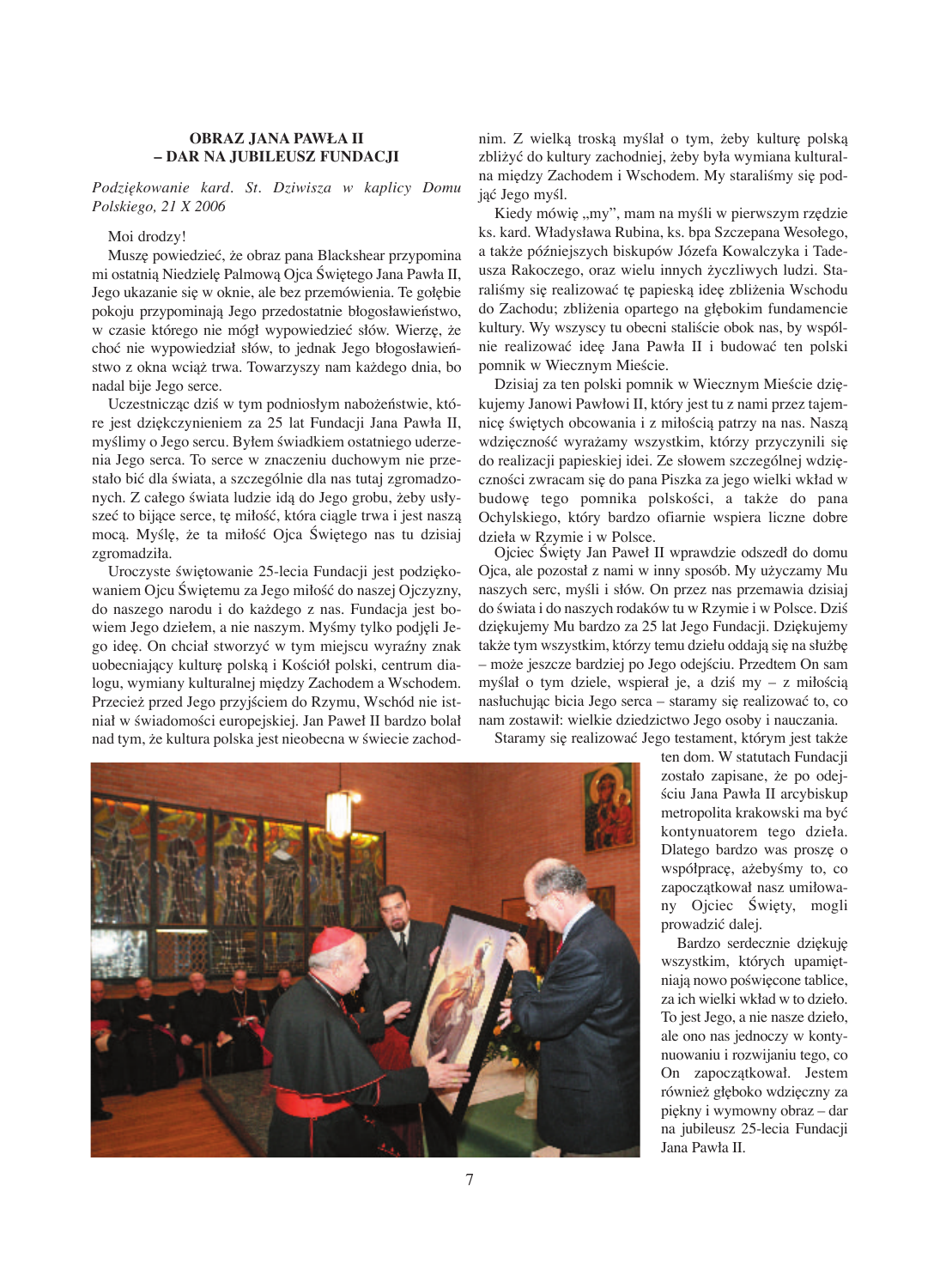## OBRAZ JANA PAWŁA II – DAR NA JUBILEUSZ FUNDACJI

*Podziękowanie kard. St. Dziwisza w kaplicy Domu Polskiego, 21 X 2006*

Moi drodzy!

Muszę powiedzieć, że obraz pana Blackshear przypomina mi ostatnią Niedzielę Palmową Ojca Świętego Jana Pawła II, Jego ukazanie się w oknie, ale bez przemówienia. Te gołębie pokoju przypominają Jego przedostatnie błogosławieństwo, w czasie którego nie mógł wypowiedzieć słów. Wierzę, że choć nie wypowiedział słów, to jednak Jego błogosławieństwo z okna wciąż trwa. Towarzyszy nam każdego dnia, bo nadal bije Jego serce.

Uczestnicząc dziś w tym podniosłym nabożeństwie, które jest dziękczynieniem za 25 lat Fundacji Jana Pawła II, myślimy o Jego sercu. Byłem świadkiem ostatniego uderzenia Jego serca. To serce w znaczeniu duchowym nie przestało bić dla świata, a szczególnie dla nas tutaj zgromadzonych. Z całego świata ludzie idą do Jego grobu, żeby usłyszeć to bijące serce, tę miłość, która ciągle trwa i jest naszą mocą. Myślę, że ta miłość Ojca Świętego nas tu dzisiaj zgromadziła.

Uroczyste świętowanie 25-lecia Fundacji jest podziękowaniem Ojcu Świętemu za Jego miłość do naszej Ojczyzny, do naszego narodu i do każdego z nas. Fundacja jest bowiem Jego dziełem, a nie naszym. Myśmy tylko podjęli Jego ideę. On chciał stworzyć w tym miejscu wyraźny znak uobecniający kulturę polską i Kościół polski, centrum dialogu, wymiany kulturalnej między Zachodem a Wschodem. Przecież przed Jego przyjściem do Rzymu, Wschód nie istniał w świadomości europejskiej. Jan Paweł II bardzo bolał nad tym, że kultura polska jest nieobecna w świecie zachodnim. Z wielką troską myślał o tym, żeby kulturę polską zbliżyć do kultury zachodniej, żeby była wymiana kulturalna między Zachodem i Wschodem. My staraliśmy się podjąć Jego myśl.

Kiedy mówię „my", mam na myśli w pierwszym rzędzie ks. kard. Władysława Rubina, ks. bpa Szczepana Wesołego, a także późniejszych biskupów Józefa Kowalczyka i Tadeusza Rakoczego, oraz wielu innych życzliwych ludzi. Staraliśmy się realizować tę papieską ideę zbliżenia Wschodu do Zachodu; zbliżenia opartego na głębokim fundamencie kultury. Wy wszyscy tu obecni staliście obok nas, by wspólnie realizować ideę Jana Pawła II i budować ten polski pomnik w Wiecznym Mieście.

Dzisiaj za ten polski pomnik w Wiecznym Mieście dziękujemy Janowi Pawłowi II, który jest tu z nami przez tajemnicę świętych obcowania i z miłością patrzy na nas. Naszą wdzięczność wyrażamy wszystkim, którzy przyczynili się do realizacji papieskiej idei. Ze słowem szczególnej wdzięczności zwracam się do pana Piszka za jego wielki wkład w budowę tego pomnika polskości, a także do pana Ochylskiego, który bardzo ofiarnie wspiera liczne dobre dzieła w Rzymie i w Polsce.

Ojciec Święty Jan Paweł II wprawdzie odszedł do domu Ojca, ale pozostał z nami w inny sposób. My użyczamy Mu naszych serc, myśli i słów. On przez nas przemawia dzisiaj do świata i do naszych rodaków tu w Rzymie i w Polsce. Dziś dziękujemy Mu bardzo za 25 lat Jego Fundacji. Dziękujemy także tym wszystkim, którzy temu dziełu oddają się na służbę – może jeszcze bardziej po Jego odejściu. Przedtem On sam myślał o tym dziele, wspierał je, a dziś my – z miłością nasłuchując bicia Jego serca – staramy się realizować to, co nam zostawił: wielkie dziedzictwo Jego osoby i nauczania.

Staramy się realizować Jego testament, którym jest także ten dom. W statutach Fundacji zostało zapisane, że po odejściu Jana Pawła II arcybiskup metropolita krakowski ma być kontynuatorem tego dzieła. Dlatego bardzo was proszę o współpracę, ażebyśmy to, co zapoczątkował nasz umiłowany Ojciec Święty, mogli prowadzić dalej.

Bardzo serdecznie dziękuję wszystkim, których upamiętniają nowo poświęcone tablice, za ich wielki wkład w to dzieło. To jest Jego, a nie nasze dzieło, ale ono nas jednoczy w kontynuowaniu i rozwijaniu tego, co On zapoczątkował. Jestem również głęboko wdzięczny za piękny i wymowny obraz – dar na jubileusz 25-lecia Fundacji Jana Pawła II.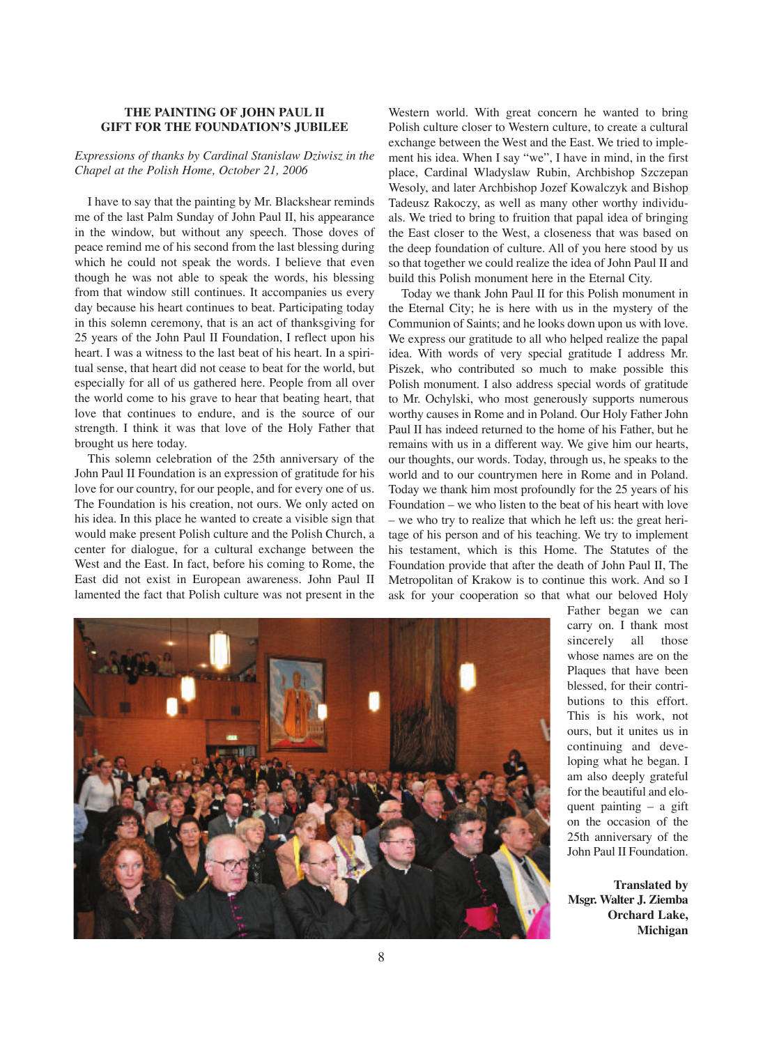## THE PAINTING OF JOHN PAUL II
## GIFT FOR THE FOUNDATION'S JUBILEE

*Expressions of thanks by Cardinal Stanislaw Dziwisz in the Chapel at the Polish Home, October 21, 2006*

I have to say that the painting by Mr. Blackshear reminds me of the last Palm Sunday of John Paul II, his appearance in the window, but without any speech. Those doves of peace remind me of his second from the last blessing during which he could not speak the words. I believe that even though he was not able to speak the words, his blessing from that window still continues. It accompanies us every day because his heart continues to beat. Participating today in this solemn ceremony, that is an act of thanksgiving for 25 years of the John Paul II Foundation, I reflect upon his heart. I was a witness to the last beat of his heart. In a spiritual sense, that heart did not cease to beat for the world, but especially for all of us gathered here. People from all over the world come to his grave to hear that beating heart, that love that continues to endure, and is the source of our strength. I think it was that love of the Holy Father that brought us here today.

This solemn celebration of the 25th anniversary of the John Paul II Foundation is an expression of gratitude for his love for our country, for our people, and for every one of us. The Foundation is his creation, not ours. We only acted on his idea. In this place he wanted to create a visible sign that would make present Polish culture and the Polish Church, a center for dialogue, for a cultural exchange between the West and the East. In fact, before his coming to Rome, the East did not exist in European awareness. John Paul II lamented the fact that Polish culture was not present in the Western world. With great concern he wanted to bring Polish culture closer to Western culture, to create a cultural exchange between the West and the East. We tried to implement his idea. When I say "we", I have in mind, in the first place, Cardinal Wladyslaw Rubin, Archbishop Szczepan Wesoly, and later Archbishop Jozef Kowalczyk and Bishop Tadeusz Rakoczy, as well as many other worthy individuals. We tried to bring to fruition that papal idea of bringing the East closer to the West, a closeness that was based on the deep foundation of culture. All of you here stood by us so that together we could realize the idea of John Paul II and build this Polish monument here in the Eternal City.

Today we thank John Paul II for this Polish monument in the Eternal City; he is here with us in the mystery of the Communion of Saints; and he looks down upon us with love. We express our gratitude to all who helped realize the papal idea. With words of very special gratitude I address Mr. Piszek, who contributed so much to make possible this Polish monument. I also address special words of gratitude to Mr. Ochylski, who most generously supports numerous worthy causes in Rome and in Poland. Our Holy Father John Paul II has indeed returned to the home of his Father, but he remains with us in a different way. We give him our hearts, our thoughts, our words. Today, through us, he speaks to the world and to our countrymen here in Rome and in Poland. Today we thank him most profoundly for the 25 years of his Foundation – we who listen to the beat of his heart with love – we who try to realize that which he left us: the great heritage of his person and of his teaching. We try to implement his testament, which is this Home. The Statutes of the Foundation provide that after the death of John Paul II, The Metropolitan of Krakow is to continue this work. And so I ask for your cooperation so that what our beloved Holy Father began we can carry on. I thank most sincerely all those whose names are on the Plaques that have been blessed, for their contributions to this effort. This is his work, not ours, but it unites us in continuing and developing what he began. I am also deeply grateful for the beautiful and eloquent painting – a gift on the occasion of the 25th anniversary of the John Paul II Foundation.

**Translated by**
**Msgr. Walter J. Ziemba**
**Orchard Lake, Michigan**